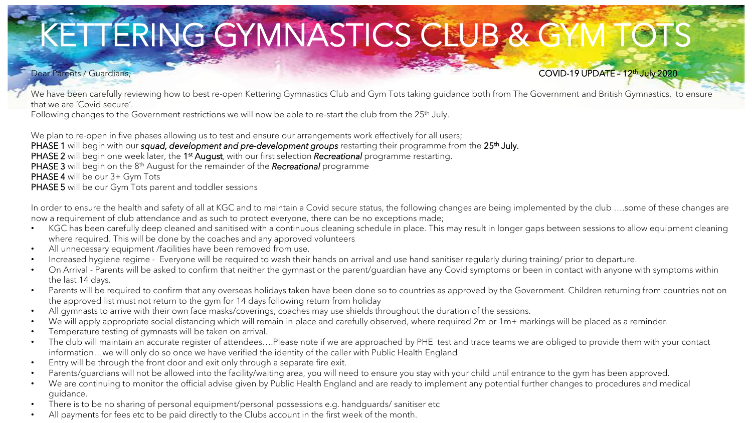# KETTERING GYMNASTICS CLUB & GYM TOTS

Dear Parents / Guardians,

**COVID-19 UPDATE – 12th July 2020**

We have been carefully reviewing how to best re-open Kettering Gymnastics Club and Gym Tots taking guidance both from The Government and British Gymnastics, to ensure that we are 'Covid secure'.
Following changes to the Government restrictions we will now be able to re-start the club from the 25th July.

We plan to re-open in five phases allowing us to test and ensure our arrangements work effectively for all users;
**PHASE 1** will begin with our ***squad, development and pre-development groups*** restarting their programme from the **25th July.**
**PHASE 2** will begin one week later, the **1st August**, with our first selection ***Recreational*** programme restarting.
**PHASE 3** will begin on the 8th August for the remainder of the ***Recreational*** programme
**PHASE 4** will be our 3+ Gym Tots
**PHASE 5** will be our Gym Tots parent and toddler sessions

In order to ensure the health and safety of all at KGC and to maintain a Covid secure status, the following changes are being implemented by the club ….some of these changes are now a requirement of club attendance and as such to protect everyone, there can be no exceptions made;

- KGC has been carefully deep cleaned and sanitised with a continuous cleaning schedule in place. This may result in longer gaps between sessions to allow equipment cleaning where required. This will be done by the coaches and any approved volunteers
- All unnecessary equipment /facilities have been removed from use.
- Increased hygiene regime - Everyone will be required to wash their hands on arrival and use hand sanitiser regularly during training/ prior to departure.
- On Arrival - Parents will be asked to confirm that neither the gymnast or the parent/guardian have any Covid symptoms or been in contact with anyone with symptoms within the last 14 days.
- Parents will be required to confirm that any overseas holidays taken have been done so to countries as approved by the Government. Children returning from countries not on the approved list must not return to the gym for 14 days following return from holiday
- All gymnasts to arrive with their own face masks/coverings, coaches may use shields throughout the duration of the sessions.
- We will apply appropriate social distancing which will remain in place and carefully observed, where required 2m or 1m+ markings will be placed as a reminder.
- Temperature testing of gymnasts will be taken on arrival.
- The club will maintain an accurate register of attendees….Please note if we are approached by PHE test and trace teams we are obliged to provide them with your contact information…we will only do so once we have verified the identity of the caller with Public Health England
- Entry will be through the front door and exit only through a separate fire exit.
- Parents/guardians will not be allowed into the facility/waiting area, you will need to ensure you stay with your child until entrance to the gym has been approved.
- We are continuing to monitor the official advise given by Public Health England and are ready to implement any potential further changes to procedures and medical guidance.
- There is to be no sharing of personal equipment/personal possessions e.g. handguards/ sanitiser etc
- All payments for fees etc to be paid directly to the Clubs account in the first week of the month.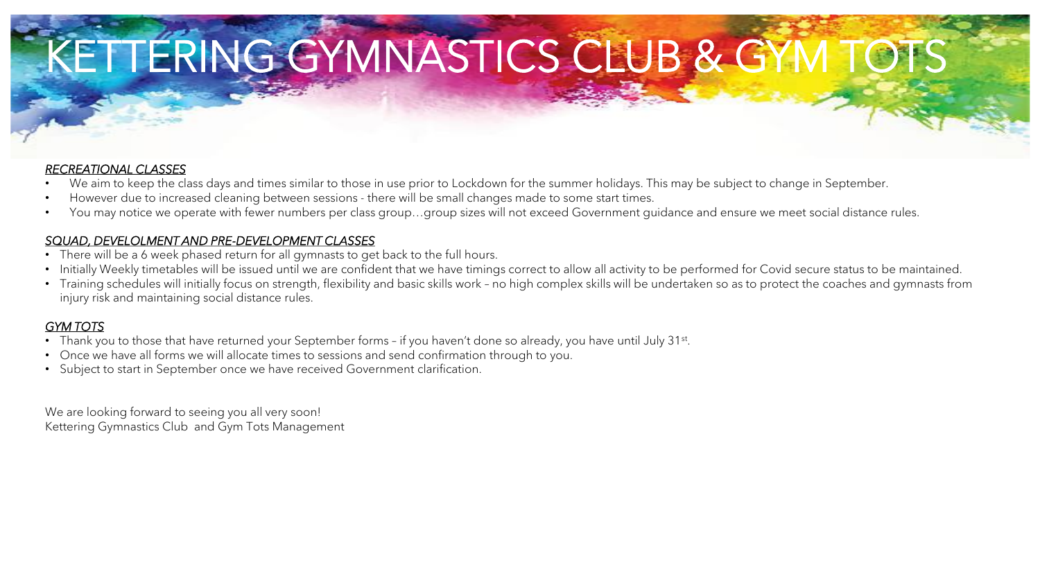# KETTERING GYMNASTICS CLUB & GYM TOTS

***RECREATIONAL CLASSES***

- We aim to keep the class days and times similar to those in use prior to Lockdown for the summer holidays. This may be subject to change in September.
- However due to increased cleaning between sessions - there will be small changes made to some start times.
- You may notice we operate with fewer numbers per class group…group sizes will not exceed Government guidance and ensure we meet social distance rules.

***SQUAD, DEVELOLMENT AND PRE-DEVELOPMENT CLASSES***

- There will be a 6 week phased return for all gymnasts to get back to the full hours.
- Initially Weekly timetables will be issued until we are confident that we have timings correct to allow all activity to be performed for Covid secure status to be maintained.
- Training schedules will initially focus on strength, flexibility and basic skills work – no high complex skills will be undertaken so as to protect the coaches and gymnasts from injury risk and maintaining social distance rules.

***GYM TOTS***

- Thank you to those that have returned your September forms – if you haven't done so already, you have until July 31st.
- Once we have all forms we will allocate times to sessions and send confirmation through to you.
- Subject to start in September once we have received Government clarification.

We are looking forward to seeing you all very soon!
Kettering Gymnastics Club and Gym Tots Management